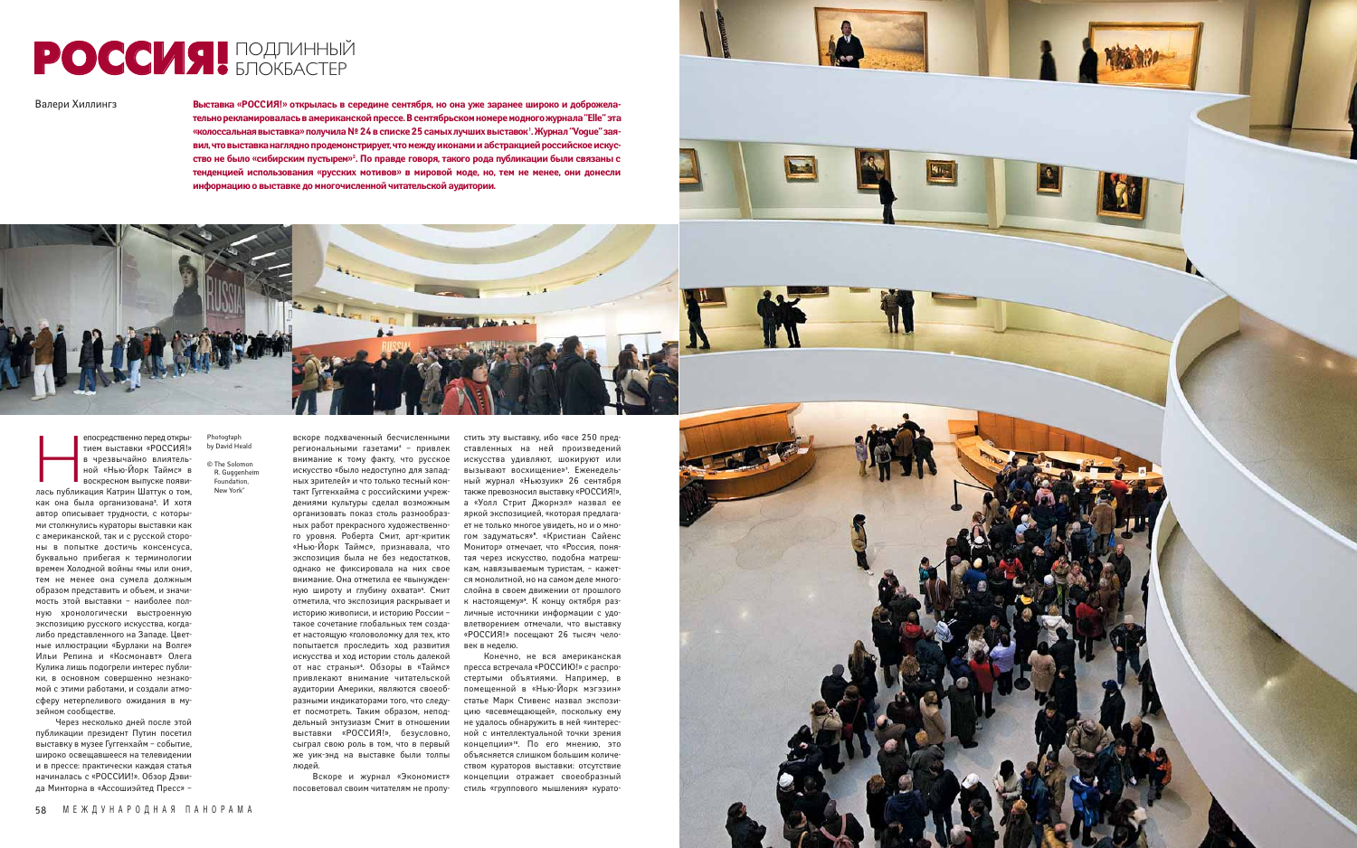# РОССИЯ! ПОДЛИННЫЙ БЛОКБАСТЕР

Валери Хиллингз

**Выставка «РОССИЯ!» открылась в середине сентября, но она уже заранее широко и доброжелательно рекламировалась в американской прессе. В сентябрьском номере модного журнала "Elle" эта «колоссальная выставка» получила № 24 в списке 25 самых лучших выставок[1]. Журнал "Vogue" заявил, что выставка наглядно продемонстрирует, что между иконами и абстракцией российское искусство не было «сибирским пустырем»[2]. По правде говоря, такого рода публикации были связаны с тенденцией использования «русских мотивов» в мировой моде, но, тем не менее, они донесли информацию о выставке до многочисленной читательской аудитории.**

Photogtaph by David Heald

© The Solomon R. Guggenheim Foundation, New York

Непосредственно перед открытием выставки «РОССИЯ!» в чрезвычайно влиятельной «Нью-Йорк Таймс» в воскресном выпуске появилась публикация Кэтрин Шаттук о том, как она была организована[3]. И хотя автор описывает трудности, с которыми столкнулись кураторы выставки как с американской, так и с русской стороны в попытке достичь консенсуса, буквально прибегая к терминологии времен Холодной войны «мы или они», тем не менее она сумела должным образом представить и объем, и значимость этой выставки – наиболее полную хронологически выстроенную экспозицию русского искусства, когда-либо представленного на Западе. Цветные иллюстрации «Бурлаки на Волге» Ильи Репина и «Космонавт» Олега Кулика лишь подогрели интерес публики, в основном совершенно незнакомой с этими работами, и создали атмосферу нетерпеливого ожидания в музейном сообществе.

Через несколько дней после этой публикации президент Путин посетил выставку в музее Гуггенхайм – событие, широко освещавшееся на телевидении и в прессе: практически каждая статья начиналась с «РОССИИ!». Обзор Дэвида Минторна в «Ассошиэйтед Пресс» – вскоре подхваченный бесчисленными региональными газетами[4] – привлек внимание к тому факту, что русское искусство «было недоступно для западных зрителей» и что только тесный контакт Гуггенхайма с российскими учреждениями культуры сделал возможным организовать показ столь разнообразных работ прекрасного художественного уровня. Роберта Смит, арт-критик «Нью-Йорк Таймс», признавала, что экспозиция была не без недостатков, однако не фиксировала на них свое внимание. Она отметила ее «вынужденную широту и глубину охвата»[5]. Смит отметила, что экспозиция раскрывает и историю живописи, и историю России – такое сочетание глобальных тем создает настоящую «головоломку для тех, кто попытается проследить ход развития искусства и ход истории столь далекой от нас страны»[6]. Обзоры в «Таймс» привлекают внимание читательской аудитории Америки, являются своеобразными индикаторами того, что следует посмотреть. Таким образом, неподдельный энтузиазм Смит в отношении выставки «РОССИЯ!», безусловно, сыграл свою роль в том, что в первый же уик-энд на выставке были толпы людей.

Вскоре и журнал «Экономист» посоветовал своим читателям не пропустить эту выставку, ибо «все 250 представленных на ней произведений искусства удивляют, шокируют или вызывают восхищение»[7]. Еженедельный журнал «Ньюзуик» 26 сентября также превозносил выставку «РОССИЯ!», а «Уолл Стрит Джорнэл» назвал ее яркой экспозицией, «которая предлагает не только многое увидеть, но и о многом задуматься»[8]. «Кристиан Сайенс Монитор» отмечает, что «Россия, понятая через искусство, подобна матрешкам, навязываемым туристам, – кажется монолитной, но на самом деле многослойна в своем движении от прошлого к настоящему»[9]. К концу октября различные источники информации с удовлетворением отмечали, что выставку «РОССИЯ!» посещают 26 тысяч человек в неделю.

Конечно, не вся американская пресса встречала «РОССИЮ!» с распростертыми объятиями. Например, в помещенной в «Нью-Йорк мэгэзин» статье Марк Стивенс назвал экспозицию «всеимещающей», поскольку ему не удалось обнаружить в ней «интересной с интеллектуальной точки зрения концепции»[10]. По его мнению, это объясняется слишком большим количеством кураторов выставки: отсутствие концепции отражает своеобразный стиль «группового мышления» курато-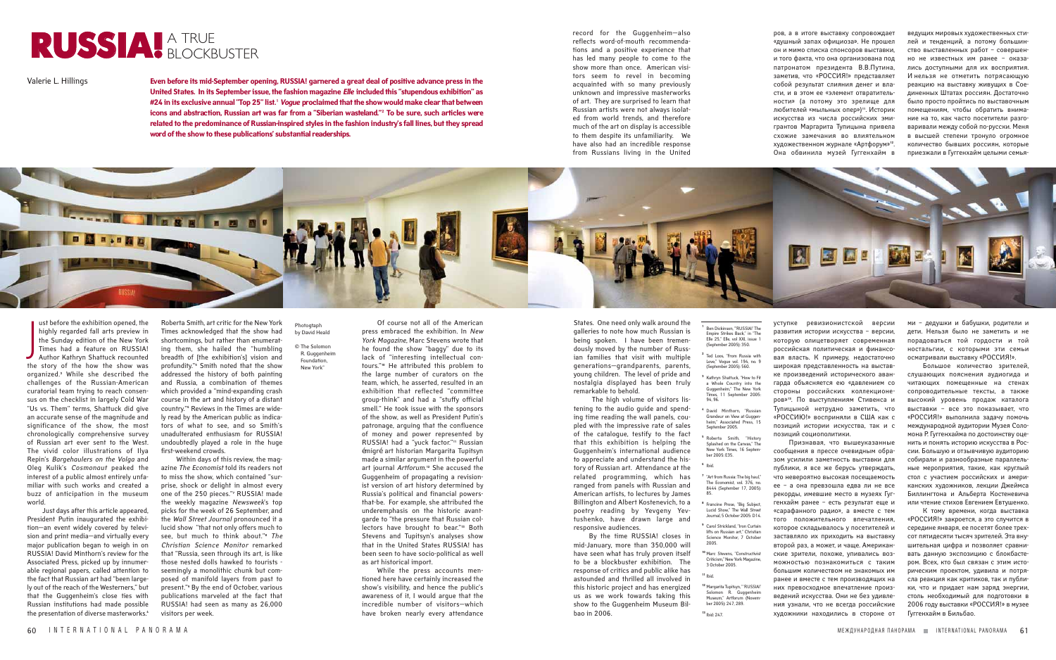# RUSSIA! A TRUE BLOCKBUSTER

Valerie L. Hillings

**Even before its mid-September opening, RUSSIA! garnered a great deal of positive advance press in the United States. In its September issue, the fashion magazine *Elle* included this "stupendous exhibition" as #24 in its exclusive annual "Top 25" list.[1] *Vogue* proclaimed that the show would make clear that between icons and abstraction, Russian art was far from a "Siberian wasteland."[2] To be sure, such articles were related to the predominance of Russian-inspired styles in the fashion industry's fall lines, but they spread word of the show to these publications' substantial readerships.**

Just before the exhibition opened, the highly regarded fall arts preview in the Sunday edition of the New York Times had a feature on RUSSIA! Author Kathryn Shattuck recounted the story of the how the show was organized.[3] While she described the challenges of the Russian-American curatorial team trying to reach consensus on the checklist in largely Cold War "Us vs. Them" terms, Shattuck did give an accurate sense of the magnitude and significance of the show, the most chronologically comprehensive survey of Russian art ever sent to the West. The vivid color illustrations of Ilya Repin's *Bargehaulers on the Volga* and Oleg Kulik's *Cosmonaut* peaked the interest of a public almost entirely unfamiliar with such works and created a buzz of anticipation in the museum world.

Just days after this article appeared, President Putin inaugurated the exhibition—an event widely covered by television and print media—and virtually every major publication began to weigh in on RUSSIA! David Minthorn's review for the Associated Press, picked up by innumerable regional papers, called attention to the fact that Russian art had "been largely out of the reach of the Westerners," but that the Guggenheim's close ties with Russian institutions had made possible the presentation of diverse masterworks.[4]

Roberta Smith, art critic for the New York Times acknowledged that the show had shortcomings, but rather than enumerating them, she hailed the "humbling breadth of [the exhibition's] vision and profundity."[5] Smith noted that the show addressed the history of both painting and Russia, a combination of themes which provided a "mind-expanding crash course in the art and history of a distant country."[6] Reviews in the Times are widely read by the American public as indicators of what to see, and so Smith's unadulterated enthusiasm for RUSSIA! undoubtedly played a role in the huge first-weekend crowds.

Within days of this review, the magazine *The Economist* told its readers not to miss the show, which contained "surprise, shock or delight in almost every one of the 250 pieces."[7] RUSSIA! made the weekly magazine *Newsweek's* top picks for the week of 26 September, and the *Wall Street Journal* pronounced it a lucid show "that not only offers much to see, but much to think about."[8] *The Christian Science Monitor* remarked that "Russia, seen through its art, is like those nested dolls hawked to tourists - seemingly a monolithic chunk but composed of manifold layers from past to present."[9] By the end of October, various publications marveled at the fact that RUSSIA! had seen as many as 26,000 visitors per week.

Photograph by David Heald

© The Solomon R. Guggenheim Foundation, New York

Of course not all of the American press embraced the exhibition. In *New York Magazine*, Marc Stevens wrote that he found the show "baggy" due to its lack of "interesting intellectual contours."[10] He attributed this problem to the large number of curators on the team, which, he asserted, resulted in an exhibition that reflected "committee group-think" and had a "stuffy official smell." He took issue with the sponsors of the show, as well as President Putin's patronage, arguing that the confluence of money and power represented by RUSSIA! had a "yuck factor."[11] Russian émigré art historian Margarita Tupitsyn made a similar argument in the powerful art journal *Artforum*.[12] She accused the Guggenheim of propagating a revisionist version of art history determined by Russia's political and financial powers-that-be. For example, she attributed the underemphasis on the historic avant-garde to "the pressure that Russian collectors have brought to bear."[13] Both Stevens and Tupitsyn's analyses show that in the United States RUSSIA! has been seen to have socio-political as well as art historical import.

While the press accounts mentioned here have certainly increased the show's visibility, and hence the public's awareness of it, I would argue that the incredible number of visitors—which have broken nearly every attendance record for the Guggenheim—also reflects word-of-mouth recommendations and a positive experience that has led many people to come to the show more than once. American visitors seem to revel in becoming acquainted with so many previously unknown and impressive masterworks of art. They are surprised to learn that Russian artists were not always isolated from world trends, and therefore much of the art on display is accessible to them despite its unfamiliarity. We have also had an incredible response from Russians living in the United States. One need only walk around the galleries to note how much Russian is being spoken. I have been tremendously moved by the number of Russian families that visit with multiple generations—grandparents, parents, young children. The level of pride and nostalgia displayed has been truly remarkable to behold.

The high volume of visitors listening to the audio guide and spending time reading the wall panels, coupled with the impressive rate of sales of the catalogue, testify to the fact that this exhibition is helping the Guggenheim's international audience to appreciate and understand the history of Russian art. Attendance at the related programming, which has ranged from panels with Russian and American artists, to lectures by James Billington and Albert Kostenevich, to a poetry reading by Yevgeny Yevtushenko, have drawn large and responsive audiences.

By the time RUSSIA! closes in mid-January, more than 350,000 will have seen what has truly proven itself to be a blockbuster exhibition. The response of critics and public alike has astounded and thrilled all involved in this historic project and has energized us as we work towards taking this show to the Guggenheim Museum Bilbao in 2006.

[1] Ben Dickinson, "RUSSIA! The Empire Strikes Back," in "The Elle 25," Elle vol XXI, issue 1 (September 2005): 350.

[2] Ted Loos, "From Russia with Love," Vogue vol. 194, no. 9 (September 2005): 560.

[3] Kathryn Shattuck, "How to Fit a Whole Country into the Guggenheim," The New York Times, 11 September 2005: 94, 96.

[4] David Minthorn, "Russian Grandeur on View at Guggenheim," Associated Press, 15 September 2005.

[5] Roberta Smith, "History Splashed on the Canvas," The New York Times, 16 September 2005: E35.

[6] Ibid.

[7] "Art from Russia: The big haul," The Economist vol. 376, no. 8444 (September 17, 2005): 85.

[8] Francine Prose, "Big Subject, Lucid Show," The Wall Street Journal, 5 October 2005: D14.

[9] Carol Strickland, "Iron Curtain lifts on Russian art," Christian Science Monitor, 7 October 2005.

[10] Marc Stevens, "Constructivist Criticism," New York Magazine, 3 October 2005.

[11] Ibid.

[12] Margarita Tupitsyn, "'RUSSIA!' Solomon R. Guggenheim Museum," Artforum (November 2005): 247, 289.

[13] Ibid: 247.

ров, а в итоге выставку сопровождает «душный запах официоза». Не прошел он и мимо списка спонсоров выставки, и того факта, что она организована под патронатом президента В.В.Путина, заметив, что «РОССИЯ!» представляет собой результат слияния денег и власти, и в этом ее «элемент отвратительности» (а потому это зрелище для любителей «мыльных опер»)[11]. Историк искусства из числа российских эмигрантов Маргарита Тупицына привела схожие замечания во влиятельном художественном журнале «Артфорум»[12]. Она обвинила музей Гуггенхайм в уступке ревизионистской версии развития истории искусства – версии, которую олицетворяет современная российская политическая и финансовая власть. К примеру, недостаточно широкая представленность на выставке произведений исторического авангарда объясняется ею «давлением со стороны российских коллекционеров»[13]. По выступлениям Стивенса и Тупицыной нетрудно заметить, что «РОССИЮ!» восприняли в США как с позиций истории искусства, так и с позиций социополитики.

Признавая, что вышеуказанные сообщения в прессе очевидным образом усилили заметность выставки для публики, я все же берусь утверждать, что невероятно высокая посещаемость ее – а она превзошла едва ли не все рекорды, имевшие место в музеях Гуггенхайм ранее – есть результат еще и «сарафанного радио», а вместе с тем того положительного впечатления, которое складывалось у посетителей и заставляло их приходить на выставку второй раз, а может, и чаще. Американские зрители, похоже, упивались возможностью познакомиться с таким большим количеством не знакомых им ранее и вместе с тем производящих на них превосходное впечатление произведений искусства. Они не без удивления узнали, что не всегда российские художники находились в стороне от ведущих мировых художественных стилей и тенденций, а потому большинство выставленных работ – совершенно не известных им ранее – оказались доступными для их восприятия. И нельзя не отметить потрясающую реакцию на выставку живущих в Соединенных Штатах россиян. Достаточно было просто пройтись по выставочным помещениям, чтобы обратить внимание на то, как часто посетители разговаривали между собой по-русски. Меня в высшей степени тронуло огромное количество бывших россиян, которые приезжали в Гуггенхайм целыми семьями – дедушки и бабушки, родители и дети. Нельзя было не заметить и не порадоваться той гордости и той ностальгии, с которыми эти семьи осматривали выставку «РОССИЯ!».

Большое количество зрителей, слушающих пояснения аудиогида и читающих помещенные на стенах сопроводительные тексты, а также высокий уровень продаж каталога выставки – все это показывает, что «РОССИЯ!» выполнила задачу помочь международной аудитории Музея Соломона Р. Гуггенхайма по достоинству оценить и понять историю искусства в России. Большую и отзывчивую аудиторию собирали и разнообразные параллельные мероприятия, такие, как круглый стол с участием российских и американских художников, лекции Джеймса Биллингтона и Альберта Костеневича или чтение стихов Евгением Евтушенко.

К тому времени, когда выставка «РОССИЯ!» закроется, а это случится в середине января, ее посетят более трехсот пятидесяти тысяч зрителей. Эта внушительная цифра и позволяет сравнивать данную экспозицию с блокбастером. Всех, кто был связан с этим историческим проектом, удивила и потрясла реакция как критиков, так и публики, что и придает нам заряд энергии, столь необходимый для подготовки в 2006 году выставки «РОССИЯ!» в музее Гуггенхайм в Бильбао.